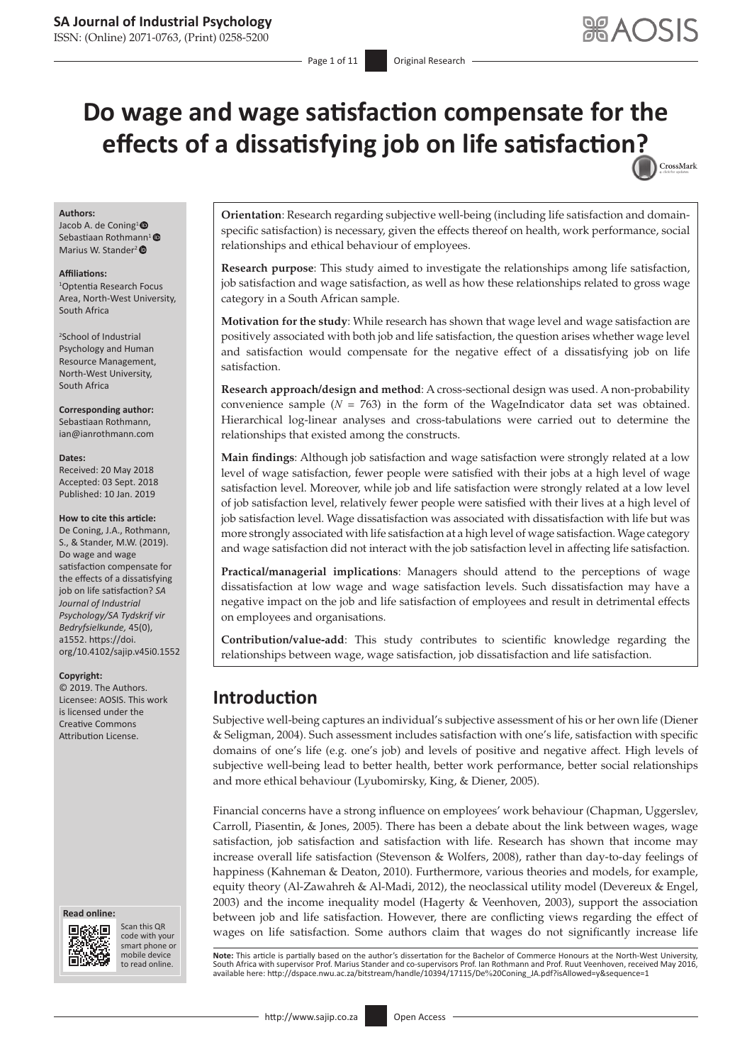# Do wage and wage satisfaction compensate for the effects of a dissatisfying job on life satisfaction?

**Authors:**
Jacob A. de Coning[1]
Sebastiaan Rothmann[1]
Marius W. Stander[2]

**Affiliations:**
[1]Optentia Research Focus Area, North-West University, South Africa

[2]School of Industrial Psychology and Human Resource Management, North-West University, South Africa

**Corresponding author:**
Sebastiaan Rothmann,
ian@ianrothmann.com

**Dates:**
Received: 20 May 2018
Accepted: 03 Sept. 2018
Published: 10 Jan. 2019

**How to cite this article:**
De Coning, J.A., Rothmann, S., & Stander, M.W. (2019). Do wage and wage satisfaction compensate for the effects of a dissatisfying job on life satisfaction? *SA Journal of Industrial Psychology/SA Tydskrif vir Bedryfsielkunde, 45*(0), a1552. https://doi.org/10.4102/sajip.v45i0.1552

**Copyright:**
© 2019. The Authors. Licensee: AOSIS. This work is licensed under the Creative Commons Attribution License.

**Orientation**: Research regarding subjective well-being (including life satisfaction and domain-specific satisfaction) is necessary, given the effects thereof on health, work performance, social relationships and ethical behaviour of employees.

**Research purpose**: This study aimed to investigate the relationships among life satisfaction, job satisfaction and wage satisfaction, as well as how these relationships related to gross wage category in a South African sample.

**Motivation for the study**: While research has shown that wage level and wage satisfaction are positively associated with both job and life satisfaction, the question arises whether wage level and satisfaction would compensate for the negative effect of a dissatisfying job on life satisfaction.

**Research approach/design and method**: A cross-sectional design was used. A non-probability convenience sample ($N$ = 763) in the form of the WageIndicator data set was obtained. Hierarchical log-linear analyses and cross-tabulations were carried out to determine the relationships that existed among the constructs.

**Main findings**: Although job satisfaction and wage satisfaction were strongly related at a low level of wage satisfaction, fewer people were satisfied with their jobs at a high level of wage satisfaction level. Moreover, while job and life satisfaction were strongly related at a low level of job satisfaction level, relatively fewer people were satisfied with their lives at a high level of job satisfaction level. Wage dissatisfaction was associated with dissatisfaction with life but was more strongly associated with life satisfaction at a high level of wage satisfaction. Wage category and wage satisfaction did not interact with the job satisfaction level in affecting life satisfaction.

**Practical/managerial implications**: Managers should attend to the perceptions of wage dissatisfaction at low wage and wage satisfaction levels. Such dissatisfaction may have a negative impact on the job and life satisfaction of employees and result in detrimental effects on employees and organisations.

**Contribution/value-add**: This study contributes to scientific knowledge regarding the relationships between wage, wage satisfaction, job dissatisfaction and life satisfaction.

## Introduction

Subjective well-being captures an individual's subjective assessment of his or her own life (Diener & Seligman, 2004). Such assessment includes satisfaction with one's life, satisfaction with specific domains of one's life (e.g. one's job) and levels of positive and negative affect. High levels of subjective well-being lead to better health, better work performance, better social relationships and more ethical behaviour (Lyubomirsky, King, & Diener, 2005).

Financial concerns have a strong influence on employees' work behaviour (Chapman, Uggerslev, Carroll, Piasentin, & Jones, 2005). There has been a debate about the link between wages, wage satisfaction, job satisfaction and satisfaction with life. Research has shown that income may increase overall life satisfaction (Stevenson & Wolfers, 2008), rather than day-to-day feelings of happiness (Kahneman & Deaton, 2010). Furthermore, various theories and models, for example, equity theory (Al-Zawahreh & Al-Madi, 2012), the neoclassical utility model (Devereux & Engel, 2003) and the income inequality model (Hagerty & Veenhoven, 2003), support the association between job and life satisfaction. However, there are conflicting views regarding the effect of wages on life satisfaction. Some authors claim that wages do not significantly increase life

**Note:** This article is partially based on the author's dissertation for the Bachelor of Commerce Honours at the North-West University, South Africa with supervisor Prof. Marius Stander and co-supervisors Prof. Ian Rothmann and Prof. Ruut Veenhoven, received May 2016, available here: http://dspace.nwu.ac.za/bitstream/handle/10394/17115/De%20Coning_JA.pdf?isAllowed=y&sequence=1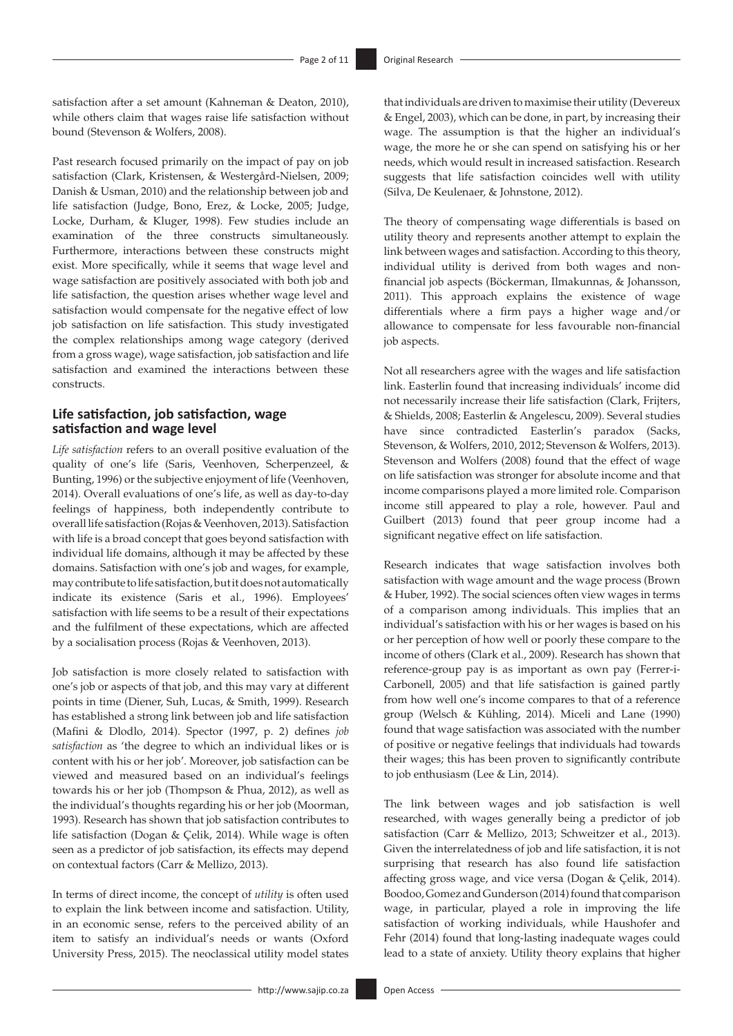satisfaction after a set amount (Kahneman & Deaton, 2010), while others claim that wages raise life satisfaction without bound (Stevenson & Wolfers, 2008).

Past research focused primarily on the impact of pay on job satisfaction (Clark, Kristensen, & Westergård-Nielsen, 2009; Danish & Usman, 2010) and the relationship between job and life satisfaction (Judge, Bono, Erez, & Locke, 2005; Judge, Locke, Durham, & Kluger, 1998). Few studies include an examination of the three constructs simultaneously. Furthermore, interactions between these constructs might exist. More specifically, while it seems that wage level and wage satisfaction are positively associated with both job and life satisfaction, the question arises whether wage level and satisfaction would compensate for the negative effect of low job satisfaction on life satisfaction. This study investigated the complex relationships among wage category (derived from a gross wage), wage satisfaction, job satisfaction and life satisfaction and examined the interactions between these constructs.

## Life satisfaction, job satisfaction, wage satisfaction and wage level

*Life satisfaction* refers to an overall positive evaluation of the quality of one's life (Saris, Veenhoven, Scherpenzeel, & Bunting, 1996) or the subjective enjoyment of life (Veenhoven, 2014). Overall evaluations of one's life, as well as day-to-day feelings of happiness, both independently contribute to overall life satisfaction (Rojas & Veenhoven, 2013). Satisfaction with life is a broad concept that goes beyond satisfaction with individual life domains, although it may be affected by these domains. Satisfaction with one's job and wages, for example, may contribute to life satisfaction, but it does not automatically indicate its existence (Saris et al., 1996). Employees' satisfaction with life seems to be a result of their expectations and the fulfilment of these expectations, which are affected by a socialisation process (Rojas & Veenhoven, 2013).

Job satisfaction is more closely related to satisfaction with one's job or aspects of that job, and this may vary at different points in time (Diener, Suh, Lucas, & Smith, 1999). Research has established a strong link between job and life satisfaction (Mafini & Dlodlo, 2014). Spector (1997, p. 2) defines *job satisfaction* as 'the degree to which an individual likes or is content with his or her job'. Moreover, job satisfaction can be viewed and measured based on an individual's feelings towards his or her job (Thompson & Phua, 2012), as well as the individual's thoughts regarding his or her job (Moorman, 1993). Research has shown that job satisfaction contributes to life satisfaction (Dogan & Çelik, 2014). While wage is often seen as a predictor of job satisfaction, its effects may depend on contextual factors (Carr & Mellizo, 2013).

In terms of direct income, the concept of *utility* is often used to explain the link between income and satisfaction. Utility, in an economic sense, refers to the perceived ability of an item to satisfy an individual's needs or wants (Oxford University Press, 2015). The neoclassical utility model states that individuals are driven to maximise their utility (Devereux & Engel, 2003), which can be done, in part, by increasing their wage. The assumption is that the higher an individual's wage, the more he or she can spend on satisfying his or her needs, which would result in increased satisfaction. Research suggests that life satisfaction coincides well with utility (Silva, De Keulenaer, & Johnstone, 2012).

The theory of compensating wage differentials is based on utility theory and represents another attempt to explain the link between wages and satisfaction. According to this theory, individual utility is derived from both wages and non-financial job aspects (Böckerman, Ilmakunnas, & Johansson, 2011). This approach explains the existence of wage differentials where a firm pays a higher wage and/or allowance to compensate for less favourable non-financial job aspects.

Not all researchers agree with the wages and life satisfaction link. Easterlin found that increasing individuals' income did not necessarily increase their life satisfaction (Clark, Frijters, & Shields, 2008; Easterlin & Angelescu, 2009). Several studies have since contradicted Easterlin's paradox (Sacks, Stevenson, & Wolfers, 2010, 2012; Stevenson & Wolfers, 2013). Stevenson and Wolfers (2008) found that the effect of wage on life satisfaction was stronger for absolute income and that income comparisons played a more limited role. Comparison income still appeared to play a role, however. Paul and Guilbert (2013) found that peer group income had a significant negative effect on life satisfaction.

Research indicates that wage satisfaction involves both satisfaction with wage amount and the wage process (Brown & Huber, 1992). The social sciences often view wages in terms of a comparison among individuals. This implies that an individual's satisfaction with his or her wages is based on his or her perception of how well or poorly these compare to the income of others (Clark et al., 2009). Research has shown that reference-group pay is as important as own pay (Ferrer-i-Carbonell, 2005) and that life satisfaction is gained partly from how well one's income compares to that of a reference group (Welsch & Kühling, 2014). Miceli and Lane (1990) found that wage satisfaction was associated with the number of positive or negative feelings that individuals had towards their wages; this has been proven to significantly contribute to job enthusiasm (Lee & Lin, 2014).

The link between wages and job satisfaction is well researched, with wages generally being a predictor of job satisfaction (Carr & Mellizo, 2013; Schweitzer et al., 2013). Given the interrelatedness of job and life satisfaction, it is not surprising that research has also found life satisfaction affecting gross wage, and vice versa (Dogan & Çelik, 2014). Boodoo, Gomez and Gunderson (2014) found that comparison wage, in particular, played a role in improving the life satisfaction of working individuals, while Haushofer and Fehr (2014) found that long-lasting inadequate wages could lead to a state of anxiety. Utility theory explains that higher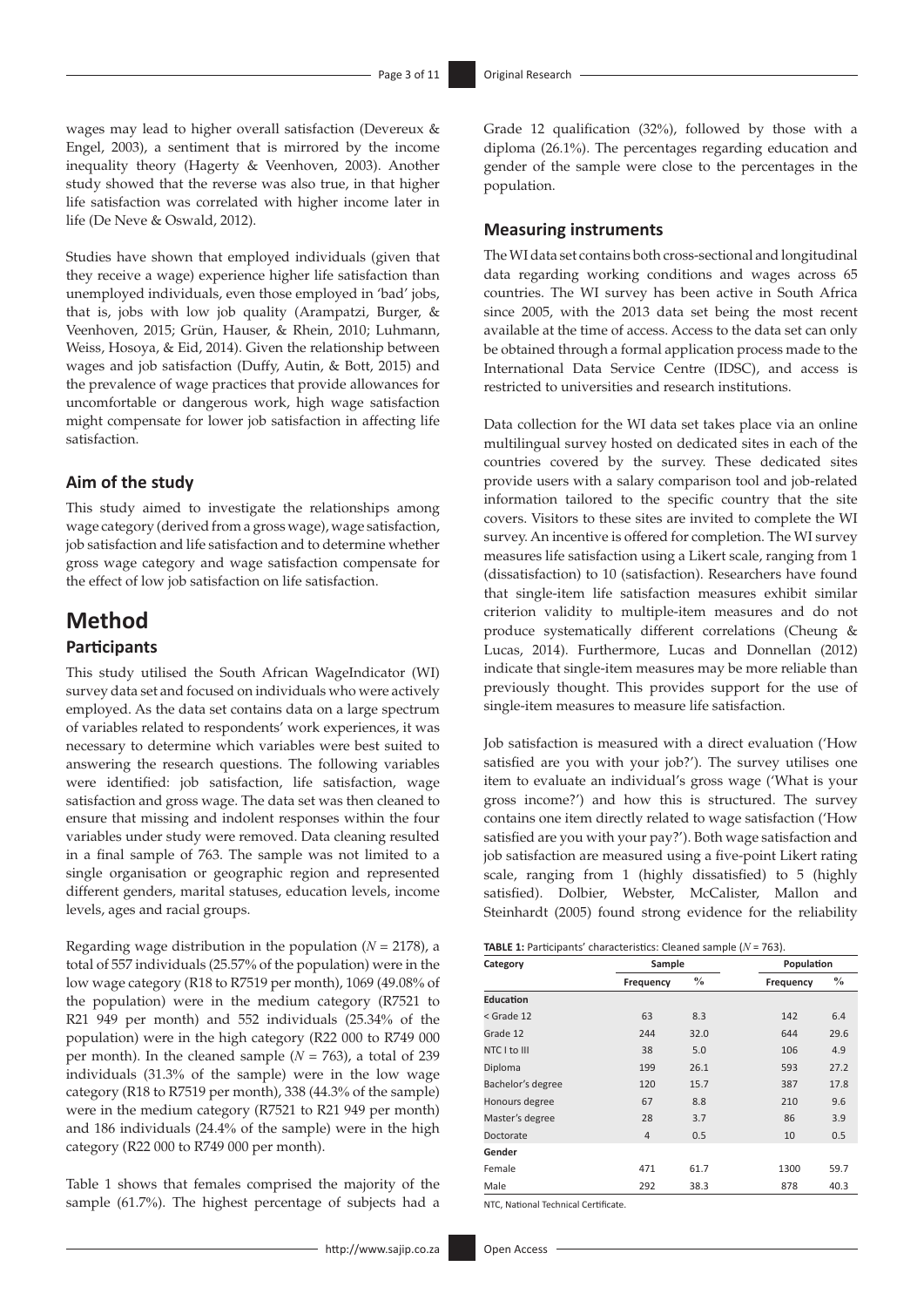wages may lead to higher overall satisfaction (Devereux & Engel, 2003), a sentiment that is mirrored by the income inequality theory (Hagerty & Veenhoven, 2003). Another study showed that the reverse was also true, in that higher life satisfaction was correlated with higher income later in life (De Neve & Oswald, 2012).

Studies have shown that employed individuals (given that they receive a wage) experience higher life satisfaction than unemployed individuals, even those employed in 'bad' jobs, that is, jobs with low job quality (Arampatzi, Burger, & Veenhoven, 2015; Grün, Hauser, & Rhein, 2010; Luhmann, Weiss, Hosoya, & Eid, 2014). Given the relationship between wages and job satisfaction (Duffy, Autin, & Bott, 2015) and the prevalence of wage practices that provide allowances for uncomfortable or dangerous work, high wage satisfaction might compensate for lower job satisfaction in affecting life satisfaction.

### Aim of the study

This study aimed to investigate the relationships among wage category (derived from a gross wage), wage satisfaction, job satisfaction and life satisfaction and to determine whether gross wage category and wage satisfaction compensate for the effect of low job satisfaction on life satisfaction.

## Method

### Participants

This study utilised the South African WageIndicator (WI) survey data set and focused on individuals who were actively employed. As the data set contains data on a large spectrum of variables related to respondents' work experiences, it was necessary to determine which variables were best suited to answering the research questions. The following variables were identified: job satisfaction, life satisfaction, wage satisfaction and gross wage. The data set was then cleaned to ensure that missing and indolent responses within the four variables under study were removed. Data cleaning resulted in a final sample of 763. The sample was not limited to a single organisation or geographic region and represented different genders, marital statuses, education levels, income levels, ages and racial groups.

Regarding wage distribution in the population ($N = 2178$), a total of 557 individuals (25.57% of the population) were in the low wage category (R18 to R7519 per month), 1069 (49.08% of the population) were in the medium category (R7521 to R21 949 per month) and 552 individuals (25.34% of the population) were in the high category (R22 000 to R749 000 per month). In the cleaned sample ($N = 763$), a total of 239 individuals (31.3% of the sample) were in the low wage category (R18 to R7519 per month), 338 (44.3% of the sample) were in the medium category (R7521 to R21 949 per month) and 186 individuals (24.4% of the sample) were in the high category (R22 000 to R749 000 per month).

Table 1 shows that females comprised the majority of the sample (61.7%). The highest percentage of subjects had a Grade 12 qualification (32%), followed by those with a diploma (26.1%). The percentages regarding education and gender of the sample were close to the percentages in the population.

### Measuring instruments

The WI data set contains both cross-sectional and longitudinal data regarding working conditions and wages across 65 countries. The WI survey has been active in South Africa since 2005, with the 2013 data set being the most recent available at the time of access. Access to the data set can only be obtained through a formal application process made to the International Data Service Centre (IDSC), and access is restricted to universities and research institutions.

Data collection for the WI data set takes place via an online multilingual survey hosted on dedicated sites in each of the countries covered by the survey. These dedicated sites provide users with a salary comparison tool and job-related information tailored to the specific country that the site covers. Visitors to these sites are invited to complete the WI survey. An incentive is offered for completion. The WI survey measures life satisfaction using a Likert scale, ranging from 1 (dissatisfaction) to 10 (satisfaction). Researchers have found that single-item life satisfaction measures exhibit similar criterion validity to multiple-item measures and do not produce systematically different correlations (Cheung & Lucas, 2014). Furthermore, Lucas and Donnellan (2012) indicate that single-item measures may be more reliable than previously thought. This provides support for the use of single-item measures to measure life satisfaction.

Job satisfaction is measured with a direct evaluation ('How satisfied are you with your job?'). The survey utilises one item to evaluate an individual's gross wage ('What is your gross income?') and how this is structured. The survey contains one item directly related to wage satisfaction ('How satisfied are you with your pay?'). Both wage satisfaction and job satisfaction are measured using a five-point Likert rating scale, ranging from 1 (highly dissatisfied) to 5 (highly satisfied). Dolbier, Webster, McCalister, Mallon and Steinhardt (2005) found strong evidence for the reliability

**TABLE 1:** Participants' characteristics: Cleaned sample ($N = 763$).

| Category | Sample | | Population | |
|---|---|---|---|---|
| | Frequency | % | Frequency | % |
| **Education** | | | | |
| < Grade 12 | 63 | 8.3 | 142 | 6.4 |
| Grade 12 | 244 | 32.0 | 644 | 29.6 |
| NTC I to III | 38 | 5.0 | 106 | 4.9 |
| Diploma | 199 | 26.1 | 593 | 27.2 |
| Bachelor's degree | 120 | 15.7 | 387 | 17.8 |
| Honours degree | 67 | 8.8 | 210 | 9.6 |
| Master's degree | 28 | 3.7 | 86 | 3.9 |
| Doctorate | 4 | 0.5 | 10 | 0.5 |
| **Gender** | | | | |
| Female | 471 | 61.7 | 1300 | 59.7 |
| Male | 292 | 38.3 | 878 | 40.3 |

NTC, National Technical Certificate.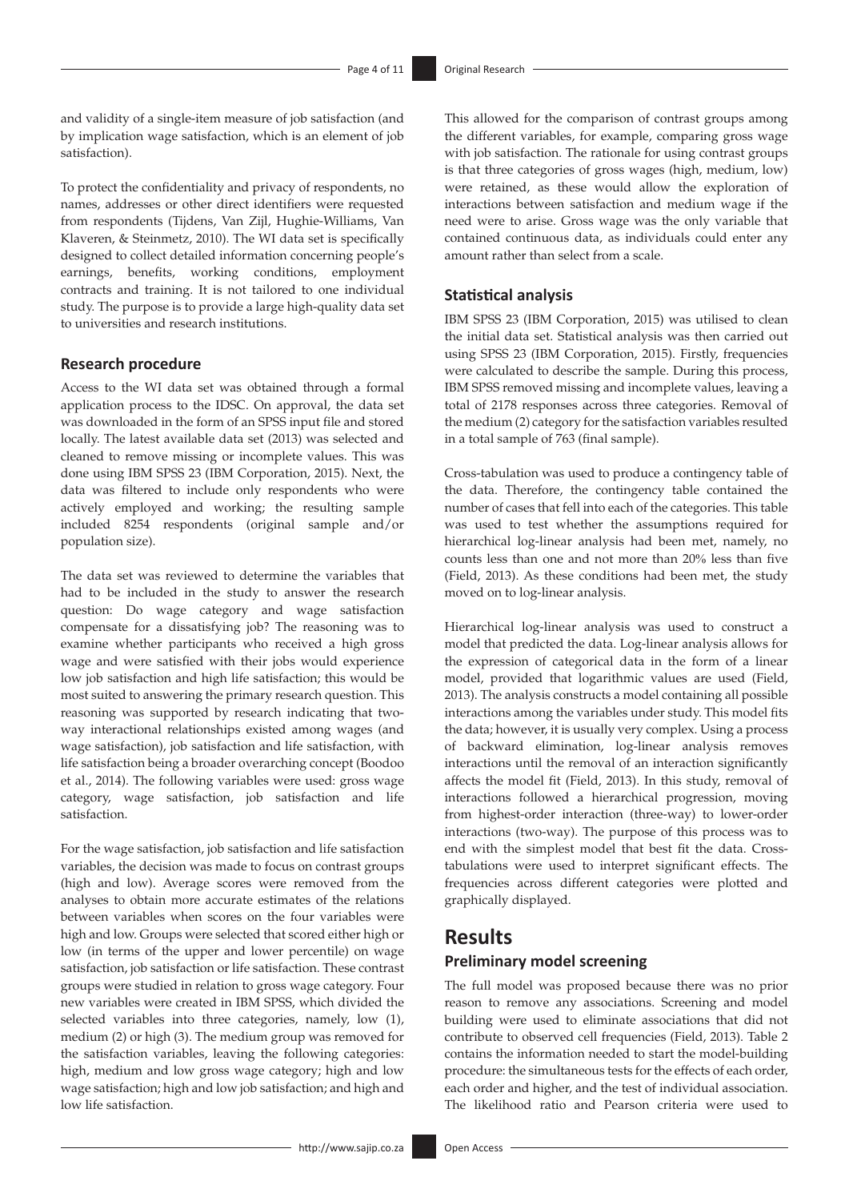and validity of a single-item measure of job satisfaction (and by implication wage satisfaction, which is an element of job satisfaction).

To protect the confidentiality and privacy of respondents, no names, addresses or other direct identifiers were requested from respondents (Tijdens, Van Zijl, Hughie-Williams, Van Klaveren, & Steinmetz, 2010). The WI data set is specifically designed to collect detailed information concerning people's earnings, benefits, working conditions, employment contracts and training. It is not tailored to one individual study. The purpose is to provide a large high-quality data set to universities and research institutions.

### Research procedure

Access to the WI data set was obtained through a formal application process to the IDSC. On approval, the data set was downloaded in the form of an SPSS input file and stored locally. The latest available data set (2013) was selected and cleaned to remove missing or incomplete values. This was done using IBM SPSS 23 (IBM Corporation, 2015). Next, the data was filtered to include only respondents who were actively employed and working; the resulting sample included 8254 respondents (original sample and/or population size).

The data set was reviewed to determine the variables that had to be included in the study to answer the research question: Do wage category and wage satisfaction compensate for a dissatisfying job? The reasoning was to examine whether participants who received a high gross wage and were satisfied with their jobs would experience low job satisfaction and high life satisfaction; this would be most suited to answering the primary research question. This reasoning was supported by research indicating that two-way interactional relationships existed among wages (and wage satisfaction), job satisfaction and life satisfaction, with life satisfaction being a broader overarching concept (Boodoo et al., 2014). The following variables were used: gross wage category, wage satisfaction, job satisfaction and life satisfaction.

For the wage satisfaction, job satisfaction and life satisfaction variables, the decision was made to focus on contrast groups (high and low). Average scores were removed from the analyses to obtain more accurate estimates of the relations between variables when scores on the four variables were high and low. Groups were selected that scored either high or low (in terms of the upper and lower percentile) on wage satisfaction, job satisfaction or life satisfaction. These contrast groups were studied in relation to gross wage category. Four new variables were created in IBM SPSS, which divided the selected variables into three categories, namely, low (1), medium (2) or high (3). The medium group was removed for the satisfaction variables, leaving the following categories: high, medium and low gross wage category; high and low wage satisfaction; high and low job satisfaction; and high and low life satisfaction.

This allowed for the comparison of contrast groups among the different variables, for example, comparing gross wage with job satisfaction. The rationale for using contrast groups is that three categories of gross wages (high, medium, low) were retained, as these would allow the exploration of interactions between satisfaction and medium wage if the need were to arise. Gross wage was the only variable that contained continuous data, as individuals could enter any amount rather than select from a scale.

### Statistical analysis

IBM SPSS 23 (IBM Corporation, 2015) was utilised to clean the initial data set. Statistical analysis was then carried out using SPSS 23 (IBM Corporation, 2015). Firstly, frequencies were calculated to describe the sample. During this process, IBM SPSS removed missing and incomplete values, leaving a total of 2178 responses across three categories. Removal of the medium (2) category for the satisfaction variables resulted in a total sample of 763 (final sample).

Cross-tabulation was used to produce a contingency table of the data. Therefore, the contingency table contained the number of cases that fell into each of the categories. This table was used to test whether the assumptions required for hierarchical log-linear analysis had been met, namely, no counts less than one and not more than 20% less than five (Field, 2013). As these conditions had been met, the study moved on to log-linear analysis.

Hierarchical log-linear analysis was used to construct a model that predicted the data. Log-linear analysis allows for the expression of categorical data in the form of a linear model, provided that logarithmic values are used (Field, 2013). The analysis constructs a model containing all possible interactions among the variables under study. This model fits the data; however, it is usually very complex. Using a process of backward elimination, log-linear analysis removes interactions until the removal of an interaction significantly affects the model fit (Field, 2013). In this study, removal of interactions followed a hierarchical progression, moving from highest-order interaction (three-way) to lower-order interactions (two-way). The purpose of this process was to end with the simplest model that best fit the data. Cross-tabulations were used to interpret significant effects. The frequencies across different categories were plotted and graphically displayed.

## Results

### Preliminary model screening

The full model was proposed because there was no prior reason to remove any associations. Screening and model building were used to eliminate associations that did not contribute to observed cell frequencies (Field, 2013). Table 2 contains the information needed to start the model-building procedure: the simultaneous tests for the effects of each order, each order and higher, and the test of individual association. The likelihood ratio and Pearson criteria were used to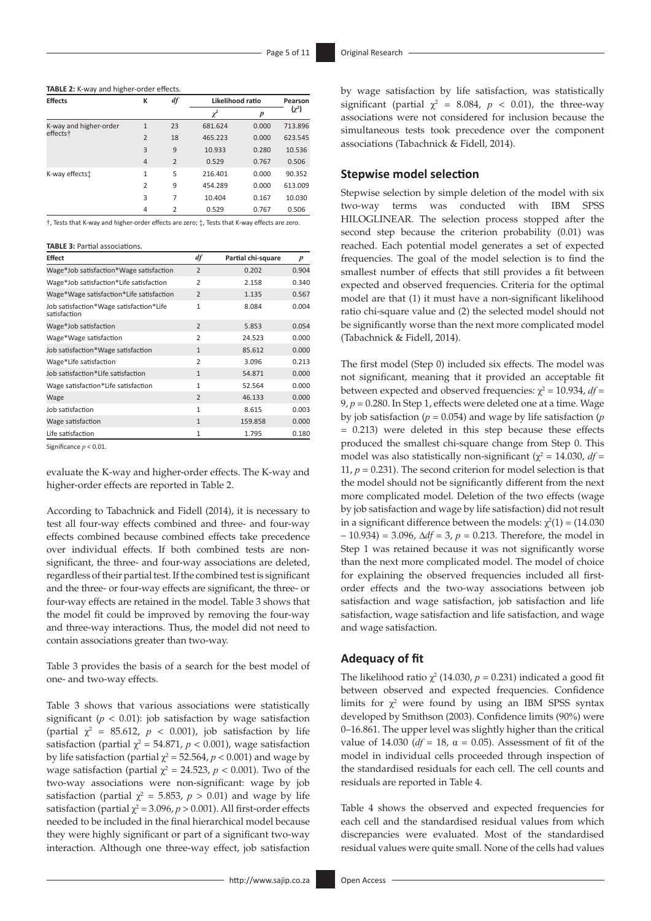**TABLE 2:** K-way and higher-order effects.

| Effects | K | *df* | Likelihood ratio | | Pearson ($\chi^2$) |
|---|---|---|---|---|---|
| | | | $\chi^2$ | *p* | |
| K-way and higher-order effects† | 1 | 23 | 681.624 | 0.000 | 713.896 |
| | 2 | 18 | 465.223 | 0.000 | 623.545 |
| | 3 | 9 | 10.933 | 0.280 | 10.536 |
| | 4 | 2 | 0.529 | 0.767 | 0.506 |
| K-way effects‡ | 1 | 5 | 216.401 | 0.000 | 90.352 |
| | 2 | 9 | 454.289 | 0.000 | 613.009 |
| | 3 | 7 | 10.404 | 0.167 | 10.030 |
| | 4 | 2 | 0.529 | 0.767 | 0.506 |

†, Tests that K-way and higher-order effects are zero; ‡, Tests that K-way effects are zero.

**TABLE 3:** Partial associations.

| Effect | *df* | Partial chi-square | *p* |
|---|---|---|---|
| Wage*Job satisfaction*Wage satisfaction | 2 | 0.202 | 0.904 |
| Wage*Job satisfaction*Life satisfaction | 2 | 2.158 | 0.340 |
| Wage*Wage satisfaction*Life satisfaction | 2 | 1.135 | 0.567 |
| Job satisfaction*Wage satisfaction*Life satisfaction | 1 | 8.084 | 0.004 |
| Wage*Job satisfaction | 2 | 5.853 | 0.054 |
| Wage*Wage satisfaction | 2 | 24.523 | 0.000 |
| Job satisfaction*Wage satisfaction | 1 | 85.612 | 0.000 |
| Wage*Life satisfaction | 2 | 3.096 | 0.213 |
| Job satisfaction*Life satisfaction | 1 | 54.871 | 0.000 |
| Wage satisfaction*Life satisfaction | 1 | 52.564 | 0.000 |
| Wage | 2 | 46.133 | 0.000 |
| Job satisfaction | 1 | 8.615 | 0.003 |
| Wage satisfaction | 1 | 159.858 | 0.000 |
| Life satisfaction | 1 | 1.795 | 0.180 |

Significance $p < 0.01$.

evaluate the K-way and higher-order effects. The K-way and higher-order effects are reported in Table 2.

According to Tabachnick and Fidell (2014), it is necessary to test all four-way effects combined and three- and four-way effects combined because combined effects take precedence over individual effects. If both combined tests are non-significant, the three- and four-way associations are deleted, regardless of their partial test. If the combined test is significant and the three- or four-way effects are significant, the three- or four-way effects are retained in the model. Table 3 shows that the model fit could be improved by removing the four-way and three-way interactions. Thus, the model did not need to contain associations greater than two-way.

Table 3 provides the basis of a search for the best model of one- and two-way effects.

Table 3 shows that various associations were statistically significant ($p < 0.01$): job satisfaction by wage satisfaction (partial $\chi^2 = 85.612$, $p < 0.001$), job satisfaction by life satisfaction (partial $\chi^2 = 54.871$, $p < 0.001$), wage satisfaction by life satisfaction (partial $\chi^2 = 52.564$, $p < 0.001$) and wage by wage satisfaction (partial $\chi^2 = 24.523$, $p < 0.001$). Two of the two-way associations were non-significant: wage by job satisfaction (partial $\chi^2 = 5.853$, $p > 0.01$) and wage by life satisfaction (partial $\chi^2 = 3.096$, $p > 0.001$). All first-order effects needed to be included in the final hierarchical model because they were highly significant or part of a significant two-way interaction. Although one three-way effect, job satisfaction by wage satisfaction by life satisfaction, was statistically significant (partial $\chi^2 = 8.084$, $p < 0.01$), the three-way associations were not considered for inclusion because the simultaneous tests took precedence over the component associations (Tabachnick & Fidell, 2014).

## Stepwise model selection

Stepwise selection by simple deletion of the model with six two-way terms was conducted with IBM SPSS HILOGLINEAR. The selection process stopped after the second step because the criterion probability (0.01) was reached. Each potential model generates a set of expected frequencies. The goal of the model selection is to find the smallest number of effects that still provides a fit between expected and observed frequencies. Criteria for the optimal model are that (1) it must have a non-significant likelihood ratio chi-square value and (2) the selected model should not be significantly worse than the next more complicated model (Tabachnick & Fidell, 2014).

The first model (Step 0) included six effects. The model was not significant, meaning that it provided an acceptable fit between expected and observed frequencies: $\chi^2 = 10.934$, $df = 9$, $p = 0.280$. In Step 1, effects were deleted one at a time. Wage by job satisfaction ($p = 0.054$) and wage by life satisfaction ($p = 0.213$) were deleted in this step because these effects produced the smallest chi-square change from Step 0. This model was also statistically non-significant ($\chi^2 = 14.030$, $df = 11$, $p = 0.231$). The second criterion for model selection is that the model should not be significantly different from the next more complicated model. Deletion of the two effects (wage by job satisfaction and wage by life satisfaction) did not result in a significant difference between the models: $\chi^2(1) = (14.030 - 10.934) = 3.096$, $\Delta df = 3$, $p = 0.213$. Therefore, the model in Step 1 was retained because it was not significantly worse than the next more complicated model. The model of choice for explaining the observed frequencies included all first-order effects and the two-way associations between job satisfaction and wage satisfaction, job satisfaction and life satisfaction, wage satisfaction and life satisfaction, and wage and wage satisfaction.

## Adequacy of fit

The likelihood ratio $\chi^2$ (14.030, $p = 0.231$) indicated a good fit between observed and expected frequencies. Confidence limits for $\chi^2$ were found by using an IBM SPSS syntax developed by Smithson (2003). Confidence limits (90%) were 0–16.861. The upper level was slightly higher than the critical value of 14.030 ($df = 18$, $\alpha = 0.05$). Assessment of fit of the model in individual cells proceeded through inspection of the standardised residuals for each cell. The cell counts and residuals are reported in Table 4.

Table 4 shows the observed and expected frequencies for each cell and the standardised residual values from which discrepancies were evaluated. Most of the standardised residual values were quite small. None of the cells had values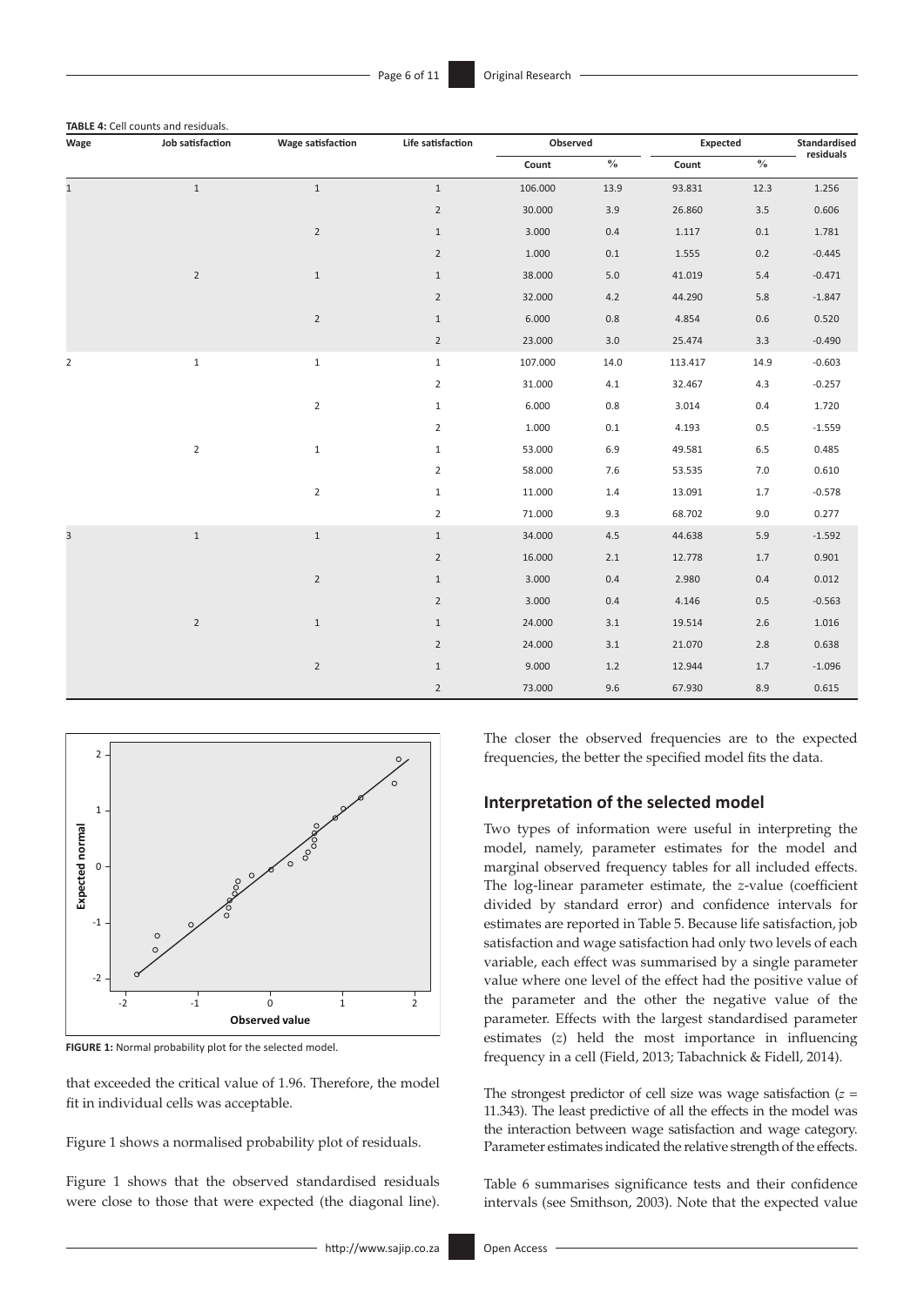**TABLE 4:** Cell counts and residuals.

| Wage | Job satisfaction | Wage satisfaction | Life satisfaction | Observed | | Expected | | Standardised residuals |
|---|---|---|---|---|---|---|---|---|
| | | | | Count | % | Count | % | |
| 1 | 1 | 1 | 1 | 106.000 | 13.9 | 93.831 | 12.3 | 1.256 |
| | | | 2 | 30.000 | 3.9 | 26.860 | 3.5 | 0.606 |
| | | 2 | 1 | 3.000 | 0.4 | 1.117 | 0.1 | 1.781 |
| | | | 2 | 1.000 | 0.1 | 1.555 | 0.2 | -0.445 |
| | 2 | 1 | 1 | 38.000 | 5.0 | 41.019 | 5.4 | -0.471 |
| | | | 2 | 32.000 | 4.2 | 44.290 | 5.8 | -1.847 |
| | | 2 | 1 | 6.000 | 0.8 | 4.854 | 0.6 | 0.520 |
| | | | 2 | 23.000 | 3.0 | 25.474 | 3.3 | -0.490 |
| 2 | 1 | 1 | 1 | 107.000 | 14.0 | 113.417 | 14.9 | -0.603 |
| | | | 2 | 31.000 | 4.1 | 32.467 | 4.3 | -0.257 |
| | | 2 | 1 | 6.000 | 0.8 | 3.014 | 0.4 | 1.720 |
| | | | 2 | 1.000 | 0.1 | 4.193 | 0.5 | -1.559 |
| | 2 | 1 | 1 | 53.000 | 6.9 | 49.581 | 6.5 | 0.485 |
| | | | 2 | 58.000 | 7.6 | 53.535 | 7.0 | 0.610 |
| | | 2 | 1 | 11.000 | 1.4 | 13.091 | 1.7 | -0.578 |
| | | | 2 | 71.000 | 9.3 | 68.702 | 9.0 | 0.277 |
| 3 | 1 | 1 | 1 | 34.000 | 4.5 | 44.638 | 5.9 | -1.592 |
| | | | 2 | 16.000 | 2.1 | 12.778 | 1.7 | 0.901 |
| | | 2 | 1 | 3.000 | 0.4 | 2.980 | 0.4 | 0.012 |
| | | | 2 | 3.000 | 0.4 | 4.146 | 0.5 | -0.563 |
| | 2 | 1 | 1 | 24.000 | 3.1 | 19.514 | 2.6 | 1.016 |
| | | | 2 | 24.000 | 3.1 | 21.070 | 2.8 | 0.638 |
| | | 2 | 1 | 9.000 | 1.2 | 12.944 | 1.7 | -1.096 |
| | | | 2 | 73.000 | 9.6 | 67.930 | 8.9 | 0.615 |

**FIGURE 1:** Normal probability plot for the selected model.

that exceeded the critical value of 1.96. Therefore, the model fit in individual cells was acceptable.

Figure 1 shows a normalised probability plot of residuals.

Figure 1 shows that the observed standardised residuals were close to those that were expected (the diagonal line). The closer the observed frequencies are to the expected frequencies, the better the specified model fits the data.

## Interpretation of the selected model

Two types of information were useful in interpreting the model, namely, parameter estimates for the model and marginal observed frequency tables for all included effects. The log-linear parameter estimate, the *z*-value (coefficient divided by standard error) and confidence intervals for estimates are reported in Table 5. Because life satisfaction, job satisfaction and wage satisfaction had only two levels of each variable, each effect was summarised by a single parameter value where one level of the effect had the positive value of the parameter and the other the negative value of the parameter. Effects with the largest standardised parameter estimates (*z*) held the most importance in influencing frequency in a cell (Field, 2013; Tabachnick & Fidell, 2014).

The strongest predictor of cell size was wage satisfaction ($z$ = 11.343). The least predictive of all the effects in the model was the interaction between wage satisfaction and wage category. Parameter estimates indicated the relative strength of the effects.

Table 6 summarises significance tests and their confidence intervals (see Smithson, 2003). Note that the expected value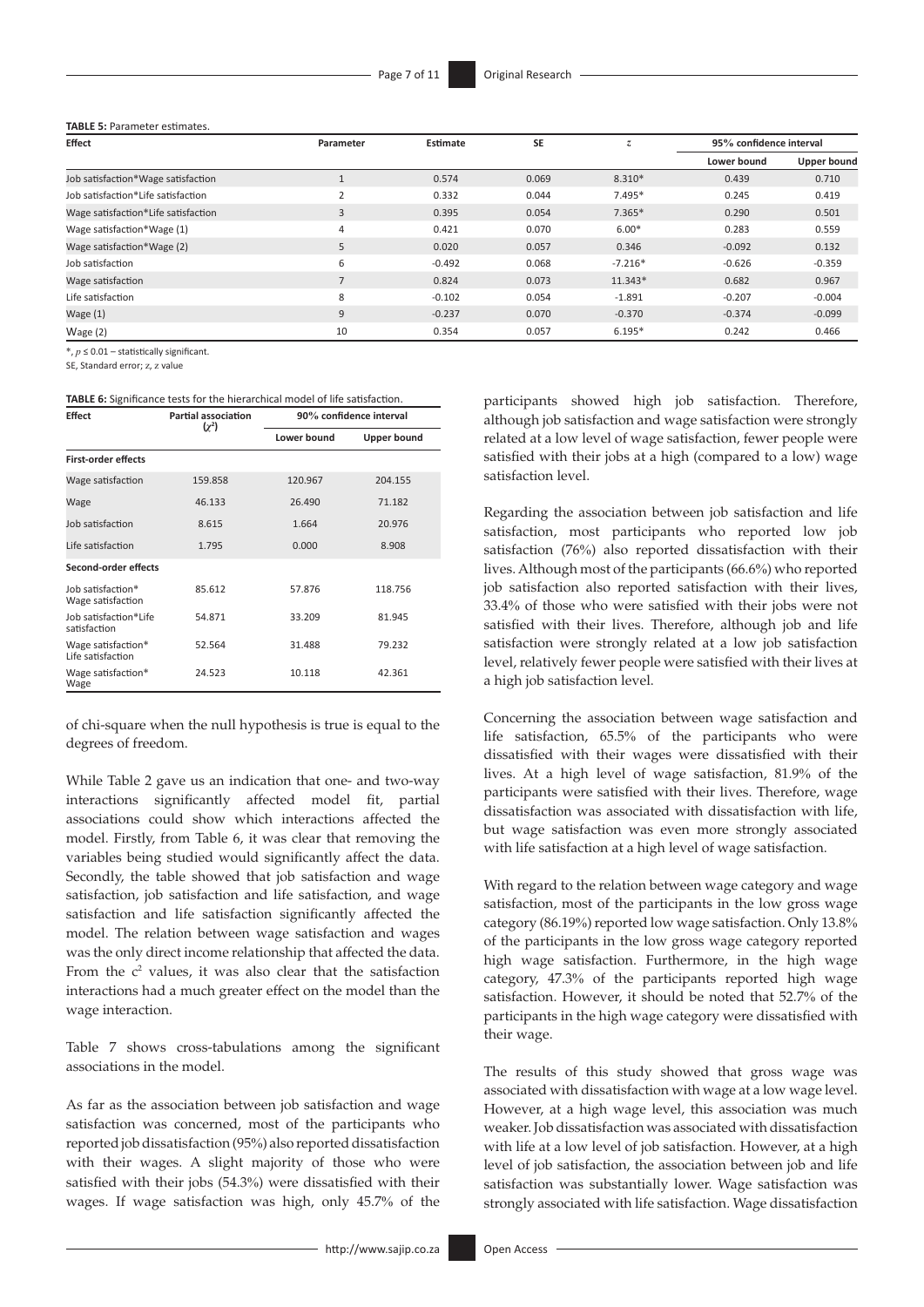**TABLE 5:** Parameter estimates.

| Effect | Parameter | Estimate | SE | $z$ | 95% confidence interval | |
|---|---|---|---|---|---|---|
| | | | | | Lower bound | Upper bound |
| Job satisfaction*Wage satisfaction | 1 | 0.574 | 0.069 | 8.310* | 0.439 | 0.710 |
| Job satisfaction*Life satisfaction | 2 | 0.332 | 0.044 | 7.495* | 0.245 | 0.419 |
| Wage satisfaction*Life satisfaction | 3 | 0.395 | 0.054 | 7.365* | 0.290 | 0.501 |
| Wage satisfaction*Wage (1) | 4 | 0.421 | 0.070 | 6.00* | 0.283 | 0.559 |
| Wage satisfaction*Wage (2) | 5 | 0.020 | 0.057 | 0.346 | -0.092 | 0.132 |
| Job satisfaction | 6 | -0.492 | 0.068 | -7.216* | -0.626 | -0.359 |
| Wage satisfaction | 7 | 0.824 | 0.073 | 11.343* | 0.682 | 0.967 |
| Life satisfaction | 8 | -0.102 | 0.054 | -1.891 | -0.207 | -0.004 |
| Wage (1) | 9 | -0.237 | 0.070 | -0.370 | -0.374 | -0.099 |
| Wage (2) | 10 | 0.354 | 0.057 | 6.195* | 0.242 | 0.466 |

*, $p \leq 0.01$ – statistically significant.

SE, Standard error; $z$, $z$ value

**TABLE 6:** Significance tests for the hierarchical model of life satisfaction.

| Effect | Partial association ($\chi^2$) | 90% confidence interval | |
|---|---|---|---|
| | | Lower bound | Upper bound |
| **First-order effects** | | | |
| Wage satisfaction | 159.858 | 120.967 | 204.155 |
| Wage | 46.133 | 26.490 | 71.182 |
| Job satisfaction | 8.615 | 1.664 | 20.976 |
| Life satisfaction | 1.795 | 0.000 | 8.908 |
| **Second-order effects** | | | |
| Job satisfaction* Wage satisfaction | 85.612 | 57.876 | 118.756 |
| Job satisfaction*Life satisfaction | 54.871 | 33.209 | 81.945 |
| Wage satisfaction* Life satisfaction | 52.564 | 31.488 | 79.232 |
| Wage satisfaction* Wage | 24.523 | 10.118 | 42.361 |

of chi-square when the null hypothesis is true is equal to the degrees of freedom.

While Table 2 gave us an indication that one- and two-way interactions significantly affected model fit, partial associations could show which interactions affected the model. Firstly, from Table 6, it was clear that removing the variables being studied would significantly affect the data. Secondly, the table showed that job satisfaction and wage satisfaction, job satisfaction and life satisfaction, and wage satisfaction and life satisfaction significantly affected the model. The relation between wage satisfaction and wages was the only direct income relationship that affected the data. From the $c^2$ values, it was also clear that the satisfaction interactions had a much greater effect on the model than the wage interaction.

Table 7 shows cross-tabulations among the significant associations in the model.

As far as the association between job satisfaction and wage satisfaction was concerned, most of the participants who reported job dissatisfaction (95%) also reported dissatisfaction with their wages. A slight majority of those who were satisfied with their jobs (54.3%) were dissatisfied with their wages. If wage satisfaction was high, only 45.7% of the participants showed high job satisfaction. Therefore, although job satisfaction and wage satisfaction were strongly related at a low level of wage satisfaction, fewer people were satisfied with their jobs at a high (compared to a low) wage satisfaction level.

Regarding the association between job satisfaction and life satisfaction, most participants who reported low job satisfaction (76%) also reported dissatisfaction with their lives. Although most of the participants (66.6%) who reported job satisfaction also reported satisfaction with their lives, 33.4% of those who were satisfied with their jobs were not satisfied with their lives. Therefore, although job and life satisfaction were strongly related at a low job satisfaction level, relatively fewer people were satisfied with their lives at a high job satisfaction level.

Concerning the association between wage satisfaction and life satisfaction, 65.5% of the participants who were dissatisfied with their wages were dissatisfied with their lives. At a high level of wage satisfaction, 81.9% of the participants were satisfied with their lives. Therefore, wage dissatisfaction was associated with dissatisfaction with life, but wage satisfaction was even more strongly associated with life satisfaction at a high level of wage satisfaction.

With regard to the relation between wage category and wage satisfaction, most of the participants in the low gross wage category (86.19%) reported low wage satisfaction. Only 13.8% of the participants in the low gross wage category reported high wage satisfaction. Furthermore, in the high wage category, 47.3% of the participants reported high wage satisfaction. However, it should be noted that 52.7% of the participants in the high wage category were dissatisfied with their wage.

The results of this study showed that gross wage was associated with dissatisfaction with wage at a low wage level. However, at a high wage level, this association was much weaker. Job dissatisfaction was associated with dissatisfaction with life at a low level of job satisfaction. However, at a high level of job satisfaction, the association between job and life satisfaction was substantially lower. Wage satisfaction was strongly associated with life satisfaction. Wage dissatisfaction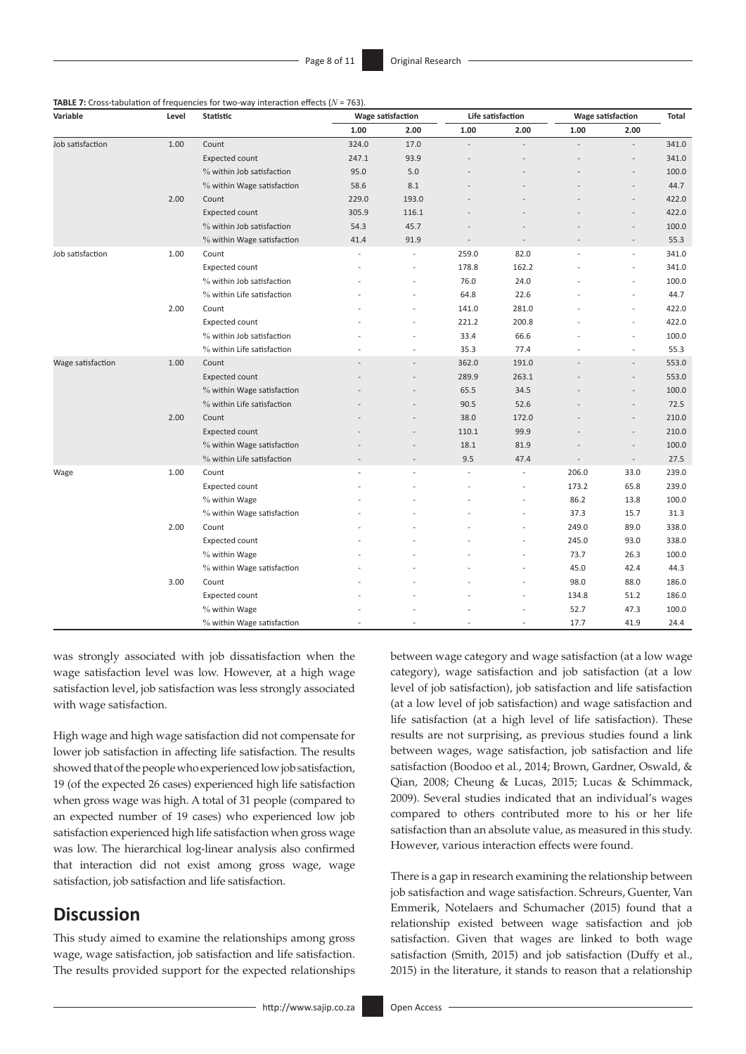**TABLE 7:** Cross-tabulation of frequencies for two-way interaction effects ($N$ = 763).

| Variable | Level | Statistic | Wage satisfaction | | Life satisfaction | | Wage satisfaction | | Total |
|---|---|---|---|---|---|---|---|---|---|
| | | | 1.00 | 2.00 | 1.00 | 2.00 | 1.00 | 2.00 | |
| Job satisfaction | 1.00 | Count | 324.0 | 17.0 | - | - | - | - | 341.0 |
| | | Expected count | 247.1 | 93.9 | - | - | - | - | 341.0 |
| | | % within Job satisfaction | 95.0 | 5.0 | - | - | - | - | 100.0 |
| | | % within Wage satisfaction | 58.6 | 8.1 | - | - | - | - | 44.7 |
| | 2.00 | Count | 229.0 | 193.0 | - | - | - | - | 422.0 |
| | | Expected count | 305.9 | 116.1 | - | - | - | - | 422.0 |
| | | % within Job satisfaction | 54.3 | 45.7 | - | - | - | - | 100.0 |
| | | % within Wage satisfaction | 41.4 | 91.9 | - | - | - | - | 55.3 |
| Job satisfaction | 1.00 | Count | - | - | 259.0 | 82.0 | - | - | 341.0 |
| | | Expected count | - | - | 178.8 | 162.2 | - | - | 341.0 |
| | | % within Job satisfaction | - | - | 76.0 | 24.0 | - | - | 100.0 |
| | | % within Life satisfaction | - | - | 64.8 | 22.6 | - | - | 44.7 |
| | 2.00 | Count | - | - | 141.0 | 281.0 | - | - | 422.0 |
| | | Expected count | - | - | 221.2 | 200.8 | - | - | 422.0 |
| | | % within Job satisfaction | - | - | 33.4 | 66.6 | - | - | 100.0 |
| | | % within Life satisfaction | - | - | 35.3 | 77.4 | - | - | 55.3 |
| Wage satisfaction | 1.00 | Count | - | - | 362.0 | 191.0 | - | - | 553.0 |
| | | Expected count | - | - | 289.9 | 263.1 | - | - | 553.0 |
| | | % within Wage satisfaction | - | - | 65.5 | 34.5 | - | - | 100.0 |
| | | % within Life satisfaction | - | - | 90.5 | 52.6 | - | - | 72.5 |
| | 2.00 | Count | - | - | 38.0 | 172.0 | - | - | 210.0 |
| | | Expected count | - | - | 110.1 | 99.9 | - | - | 210.0 |
| | | % within Wage satisfaction | - | - | 18.1 | 81.9 | - | - | 100.0 |
| | | % within Life satisfaction | - | - | 9.5 | 47.4 | - | - | 27.5 |
| Wage | 1.00 | Count | - | - | - | - | 206.0 | 33.0 | 239.0 |
| | | Expected count | - | - | - | - | 173.2 | 65.8 | 239.0 |
| | | % within Wage | - | - | - | - | 86.2 | 13.8 | 100.0 |
| | | % within Wage satisfaction | - | - | - | - | 37.3 | 15.7 | 31.3 |
| | 2.00 | Count | - | - | - | - | 249.0 | 89.0 | 338.0 |
| | | Expected count | - | - | - | - | 245.0 | 93.0 | 338.0 |
| | | % within Wage | - | - | - | - | 73.7 | 26.3 | 100.0 |
| | | % within Wage satisfaction | - | - | - | - | 45.0 | 42.4 | 44.3 |
| | 3.00 | Count | - | - | - | - | 98.0 | 88.0 | 186.0 |
| | | Expected count | - | - | - | - | 134.8 | 51.2 | 186.0 |
| | | % within Wage | - | - | - | - | 52.7 | 47.3 | 100.0 |
| | | % within Wage satisfaction | - | - | - | - | 17.7 | 41.9 | 24.4 |

was strongly associated with job dissatisfaction when the wage satisfaction level was low. However, at a high wage satisfaction level, job satisfaction was less strongly associated with wage satisfaction.

High wage and high wage satisfaction did not compensate for lower job satisfaction in affecting life satisfaction. The results showed that of the people who experienced low job satisfaction, 19 (of the expected 26 cases) experienced high life satisfaction when gross wage was high. A total of 31 people (compared to an expected number of 19 cases) who experienced low job satisfaction experienced high life satisfaction when gross wage was low. The hierarchical log-linear analysis also confirmed that interaction did not exist among gross wage, wage satisfaction, job satisfaction and life satisfaction.

## Discussion

This study aimed to examine the relationships among gross wage, wage satisfaction, job satisfaction and life satisfaction. The results provided support for the expected relationships between wage category and wage satisfaction (at a low wage category), wage satisfaction and job satisfaction (at a low level of job satisfaction), job satisfaction and life satisfaction (at a low level of job satisfaction) and wage satisfaction and life satisfaction (at a high level of life satisfaction). These results are not surprising, as previous studies found a link between wages, wage satisfaction, job satisfaction and life satisfaction (Boodoo et al., 2014; Brown, Gardner, Oswald, & Qian, 2008; Cheung & Lucas, 2015; Lucas & Schimmack, 2009). Several studies indicated that an individual's wages compared to others contributed more to his or her life satisfaction than an absolute value, as measured in this study. However, various interaction effects were found.

There is a gap in research examining the relationship between job satisfaction and wage satisfaction. Schreurs, Guenter, Van Emmerik, Notelaers and Schumacher (2015) found that a relationship existed between wage satisfaction and job satisfaction. Given that wages are linked to both wage satisfaction (Smith, 2015) and job satisfaction (Duffy et al., 2015) in the literature, it stands to reason that a relationship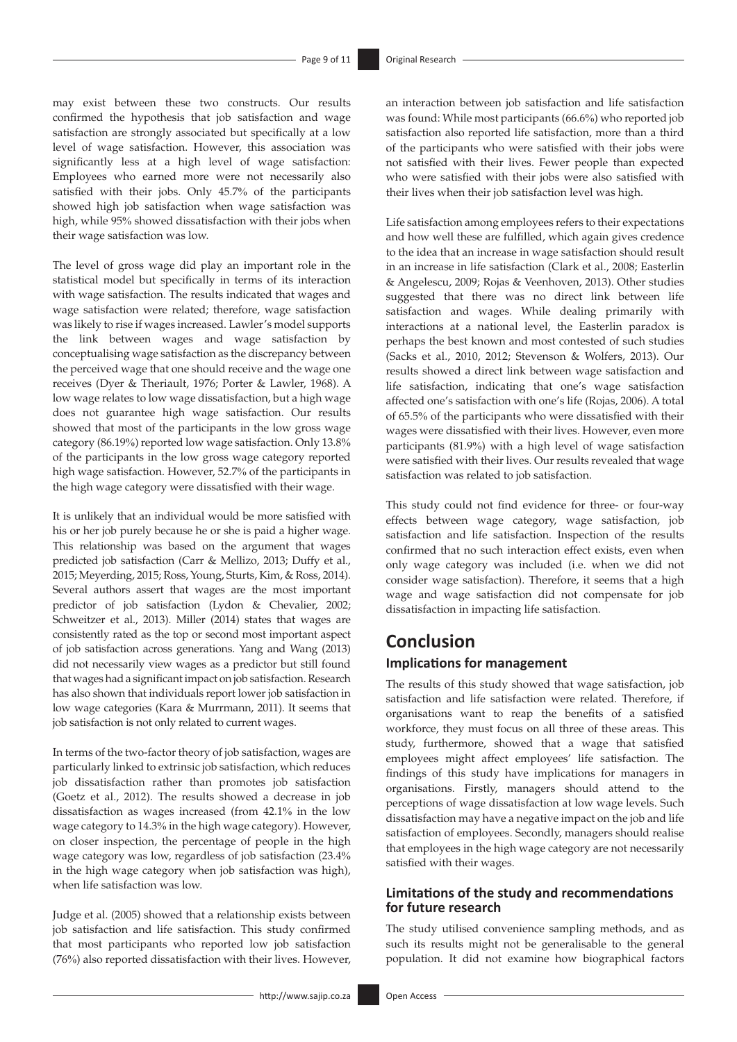may exist between these two constructs. Our results confirmed the hypothesis that job satisfaction and wage satisfaction are strongly associated but specifically at a low level of wage satisfaction. However, this association was significantly less at a high level of wage satisfaction: Employees who earned more were not necessarily also satisfied with their jobs. Only 45.7% of the participants showed high job satisfaction when wage satisfaction was high, while 95% showed dissatisfaction with their jobs when their wage satisfaction was low.

The level of gross wage did play an important role in the statistical model but specifically in terms of its interaction with wage satisfaction. The results indicated that wages and wage satisfaction were related; therefore, wage satisfaction was likely to rise if wages increased. Lawler's model supports the link between wages and wage satisfaction by conceptualising wage satisfaction as the discrepancy between the perceived wage that one should receive and the wage one receives (Dyer & Theriault, 1976; Porter & Lawler, 1968). A low wage relates to low wage dissatisfaction, but a high wage does not guarantee high wage satisfaction. Our results showed that most of the participants in the low gross wage category (86.19%) reported low wage satisfaction. Only 13.8% of the participants in the low gross wage category reported high wage satisfaction. However, 52.7% of the participants in the high wage category were dissatisfied with their wage.

It is unlikely that an individual would be more satisfied with his or her job purely because he or she is paid a higher wage. This relationship was based on the argument that wages predicted job satisfaction (Carr & Mellizo, 2013; Duffy et al., 2015; Meyerding, 2015; Ross, Young, Sturts, Kim, & Ross, 2014). Several authors assert that wages are the most important predictor of job satisfaction (Lydon & Chevalier, 2002; Schweitzer et al., 2013). Miller (2014) states that wages are consistently rated as the top or second most important aspect of job satisfaction across generations. Yang and Wang (2013) did not necessarily view wages as a predictor but still found that wages had a significant impact on job satisfaction. Research has also shown that individuals report lower job satisfaction in low wage categories (Kara & Murrmann, 2011). It seems that job satisfaction is not only related to current wages.

In terms of the two-factor theory of job satisfaction, wages are particularly linked to extrinsic job satisfaction, which reduces job dissatisfaction rather than promotes job satisfaction (Goetz et al., 2012). The results showed a decrease in job dissatisfaction as wages increased (from 42.1% in the low wage category to 14.3% in the high wage category). However, on closer inspection, the percentage of people in the high wage category was low, regardless of job satisfaction (23.4% in the high wage category when job satisfaction was high), when life satisfaction was low.

Judge et al. (2005) showed that a relationship exists between job satisfaction and life satisfaction. This study confirmed that most participants who reported low job satisfaction (76%) also reported dissatisfaction with their lives. However, an interaction between job satisfaction and life satisfaction was found: While most participants (66.6%) who reported job satisfaction also reported life satisfaction, more than a third of the participants who were satisfied with their jobs were not satisfied with their lives. Fewer people than expected who were satisfied with their jobs were also satisfied with their lives when their job satisfaction level was high.

Life satisfaction among employees refers to their expectations and how well these are fulfilled, which again gives credence to the idea that an increase in wage satisfaction should result in an increase in life satisfaction (Clark et al., 2008; Easterlin & Angelescu, 2009; Rojas & Veenhoven, 2013). Other studies suggested that there was no direct link between life satisfaction and wages. While dealing primarily with interactions at a national level, the Easterlin paradox is perhaps the best known and most contested of such studies (Sacks et al., 2010, 2012; Stevenson & Wolfers, 2013). Our results showed a direct link between wage satisfaction and life satisfaction, indicating that one's wage satisfaction affected one's satisfaction with one's life (Rojas, 2006). A total of 65.5% of the participants who were dissatisfied with their wages were dissatisfied with their lives. However, even more participants (81.9%) with a high level of wage satisfaction were satisfied with their lives. Our results revealed that wage satisfaction was related to job satisfaction.

This study could not find evidence for three- or four-way effects between wage category, wage satisfaction, job satisfaction and life satisfaction. Inspection of the results confirmed that no such interaction effect exists, even when only wage category was included (i.e. when we did not consider wage satisfaction). Therefore, it seems that a high wage and wage satisfaction did not compensate for job dissatisfaction in impacting life satisfaction.

# Conclusion

## Implications for management

The results of this study showed that wage satisfaction, job satisfaction and life satisfaction were related. Therefore, if organisations want to reap the benefits of a satisfied workforce, they must focus on all three of these areas. This study, furthermore, showed that a wage that satisfied employees might affect employees' life satisfaction. The findings of this study have implications for managers in organisations. Firstly, managers should attend to the perceptions of wage dissatisfaction at low wage levels. Such dissatisfaction may have a negative impact on the job and life satisfaction of employees. Secondly, managers should realise that employees in the high wage category are not necessarily satisfied with their wages.

## Limitations of the study and recommendations for future research

The study utilised convenience sampling methods, and as such its results might not be generalisable to the general population. It did not examine how biographical factors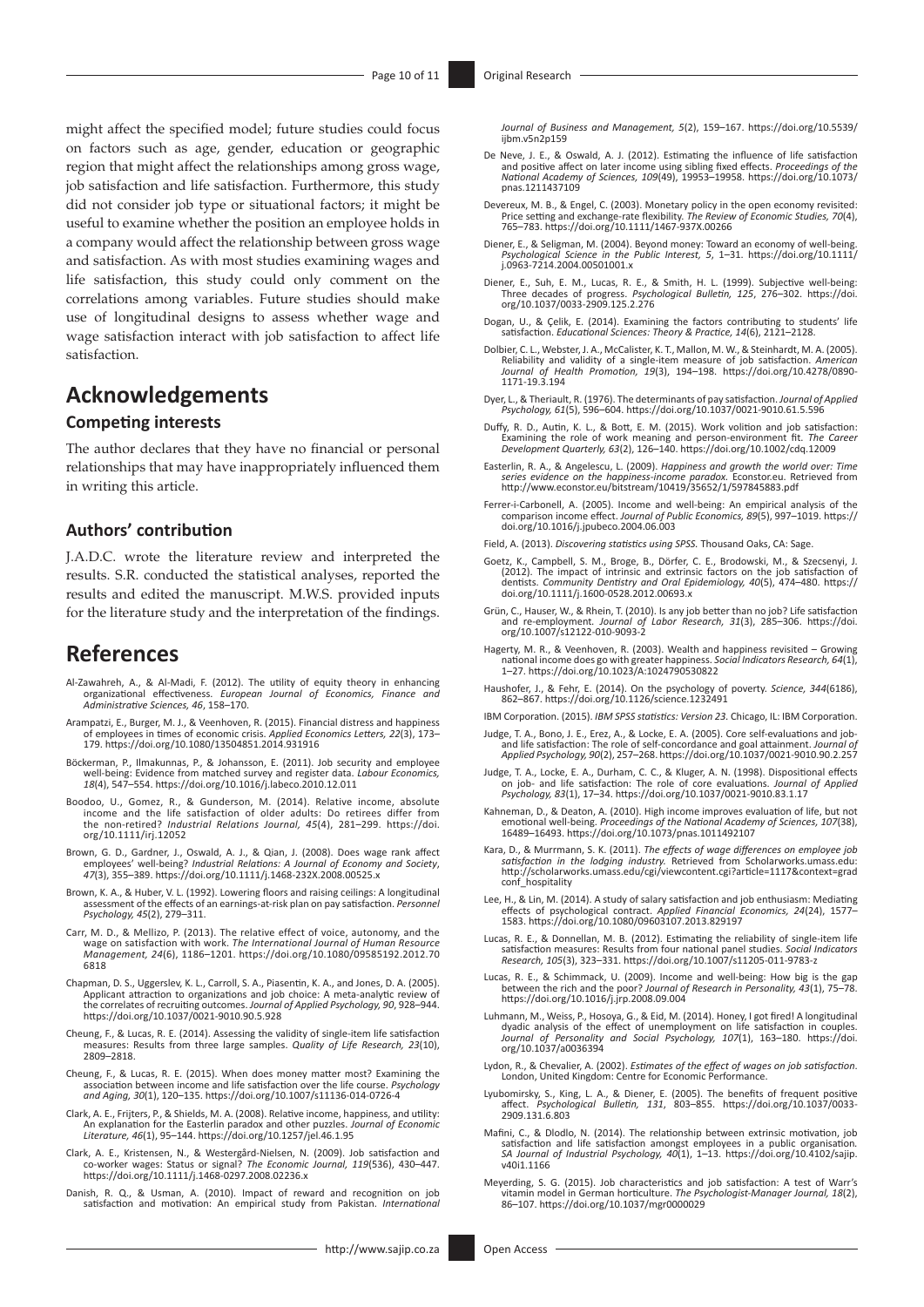might affect the specified model; future studies could focus on factors such as age, gender, education or geographic region that might affect the relationships among gross wage, job satisfaction and life satisfaction. Furthermore, this study did not consider job type or situational factors; it might be useful to examine whether the position an employee holds in a company would affect the relationship between gross wage and satisfaction. As with most studies examining wages and life satisfaction, this study could only comment on the correlations among variables. Future studies should make use of longitudinal designs to assess whether wage and wage satisfaction interact with job satisfaction to affect life satisfaction.

# Acknowledgements

## Competing interests

The author declares that they have no financial or personal relationships that may have inappropriately influenced them in writing this article.

## Authors' contribution

J.A.D.C. wrote the literature review and interpreted the results. S.R. conducted the statistical analyses, reported the results and edited the manuscript. M.W.S. provided inputs for the literature study and the interpretation of the findings.

# References

Al-Zawahreh, A., & Al-Madi, F. (2012). The utility of equity theory in enhancing organizational effectiveness. *European Journal of Economics, Finance and Administrative Sciences, 46*, 158–170.

Arampatzi, E., Burger, M. J., & Veenhoven, R. (2015). Financial distress and happiness of employees in times of economic crisis. *Applied Economics Letters, 22*(3), 173–179. https://doi.org/10.1080/13504851.2014.931916

Böckerman, P., Ilmakunnas, P., & Johansson, E. (2011). Job security and employee well-being: Evidence from matched survey and register data. *Labour Economics, 18*(4), 547–554. https://doi.org/10.1016/j.labeco.2010.12.011

Boodoo, U., Gomez, R., & Gunderson, M. (2014). Relative income, absolute income and the life satisfaction of older adults: Do retirees differ from the non-retired? *Industrial Relations Journal, 45*(4), 281–299. https://doi.org/10.1111/irj.12052

Brown, G. D., Gardner, J., Oswald, A. J., & Qian, J. (2008). Does wage rank affect employees' well-being? *Industrial Relations: A Journal of Economy and Society, 47*(3), 355–389. https://doi.org/10.1111/j.1468-232X.2008.00525.x

Brown, K. A., & Huber, V. L. (1992). Lowering floors and raising ceilings: A longitudinal assessment of the effects of an earnings-at-risk plan on pay satisfaction. *Personnel Psychology, 45*(2), 279–311.

Carr, M. D., & Mellizo, P. (2013). The relative effect of voice, autonomy, and the wage on satisfaction with work. *The International Journal of Human Resource Management, 24*(6), 1186–1201. https://doi.org/10.1080/09585192.2012.706818

Chapman, D. S., Uggerslev, K. L., Carroll, S. A., Piasentin, K. A., and Jones, D. A. (2005). Applicant attraction to organizations and job choice: A meta-analytic review of the correlates of recruiting outcomes. *Journal of Applied Psychology, 90*, 928–944. https://doi.org/10.1037/0021-9010.90.5.928

Cheung, F., & Lucas, R. E. (2014). Assessing the validity of single-item life satisfaction measures: Results from three large samples. *Quality of Life Research, 23*(10), 2809–2818.

Cheung, F., & Lucas, R. E. (2015). When does money matter most? Examining the association between income and life satisfaction over the life course. *Psychology and Aging, 30*(1), 120–135. https://doi.org/10.1007/s11136-014-0726-4

Clark, A. E., Frijters, P., & Shields, M. A. (2008). Relative income, happiness, and utility: An explanation for the Easterlin paradox and other puzzles. *Journal of Economic Literature, 46*(1), 95–144. https://doi.org/10.1257/jel.46.1.95

Clark, A. E., Kristensen, N., & Westergård-Nielsen, N. (2009). Job satisfaction and co-worker wages: Status or signal? *The Economic Journal, 119*(536), 430–447. https://doi.org/10.1111/j.1468-0297.2008.02236.x

Danish, R. Q., & Usman, A. (2010). Impact of reward and recognition on job satisfaction and motivation: An empirical study from Pakistan. *International Journal of Business and Management, 5*(2), 159–167. https://doi.org/10.5539/ijbm.v5n2p159

De Neve, J. E., & Oswald, A. J. (2012). Estimating the influence of life satisfaction and positive affect on later income using sibling fixed effects. *Proceedings of the National Academy of Sciences, 109*(49), 19953–19958. https://doi.org/10.1073/pnas.1211437109

Devereux, M. B., & Engel, C. (2003). Monetary policy in the open economy revisited: Price setting and exchange-rate flexibility. *The Review of Economic Studies, 70*(4), 765–783. https://doi.org/10.1111/1467-937X.00266

Diener, E., & Seligman, M. (2004). Beyond money: Toward an economy of well-being. *Psychological Science in the Public Interest, 5*, 1–31. https://doi.org/10.1111/j.0963-7214.2004.00501001.x

Diener, E., Suh, E. M., Lucas, R. E., & Smith, H. L. (1999). Subjective well-being: Three decades of progress. *Psychological Bulletin, 125*, 276–302. https://doi.org/10.1037/0033-2909.125.2.276

Dogan, U., & Çelik, E. (2014). Examining the factors contributing to students' life satisfaction. *Educational Sciences: Theory & Practice, 14*(6), 2121–2128.

Dolbier, C. L., Webster, J. A., McCalister, K. T., Mallon, M. W., & Steinhardt, M. A. (2005). Reliability and validity of a single-item measure of job satisfaction. *American Journal of Health Promotion, 19*(3), 194–198. https://doi.org/10.4278/0890-1171-19.3.194

Dyer, L., & Theriault, R. (1976). The determinants of pay satisfaction. *Journal of Applied Psychology, 61*(5), 596–604. https://doi.org/10.1037/0021-9010.61.5.596

Duffy, R. D., Autin, K. L., & Bott, E. M. (2015). Work volition and job satisfaction: Examining the role of work meaning and person-environment fit. *The Career Development Quarterly, 63*(2), 126–140. https://doi.org/10.1002/cdq.12009

Easterlin, R. A., & Angelescu, L. (2009). *Happiness and growth the world over: Time series evidence on the happiness-income paradox.* Econstor.eu. Retrieved from http://www.econstor.eu/bitstream/10419/35652/1/597845883.pdf

Ferrer-i-Carbonell, A. (2005). Income and well-being: An empirical analysis of the comparison income effect. *Journal of Public Economics, 89*(5), 997–1019. https://doi.org/10.1016/j.jpubeco.2004.06.003

Field, A. (2013). *Discovering statistics using SPSS.* Thousand Oaks, CA: Sage.

Goetz, K., Campbell, S. M., Broge, B., Dörfer, C. E., Brodowski, M., & Szecsenyi, J. (2012). The impact of intrinsic and extrinsic factors on the job satisfaction of dentists. *Community Dentistry and Oral Epidemiology, 40*(5), 474–480. https://doi.org/10.1111/j.1600-0528.2012.00693.x

Grün, C., Hauser, W., & Rhein, T. (2010). Is any job better than no job? Life satisfaction and re-employment. *Journal of Labor Research, 31*(3), 285–306. https://doi.org/10.1007/s12122-010-9093-2

Hagerty, M. R., & Veenhoven, R. (2003). Wealth and happiness revisited – Growing national income does go with greater happiness. *Social Indicators Research, 64*(1), 1–27. https://doi.org/10.1023/A:1024790530822

Haushofer, J., & Fehr, E. (2014). On the psychology of poverty. *Science, 344*(6186), 862–867. https://doi.org/10.1126/science.1232491

IBM Corporation. (2015). *IBM SPSS statistics: Version 23.* Chicago, IL: IBM Corporation.

Judge, T. A., Bono, J. E., Erez, A., & Locke, E. A. (2005). Core self-evaluations and job- and life satisfaction: The role of self-concordance and goal attainment. *Journal of Applied Psychology, 90*(2), 257–268. https://doi.org/10.1037/0021-9010.90.2.257

Judge, T. A., Locke, E. A., Durham, C. C., & Kluger, A. N. (1998). Dispositional effects on job- and life satisfaction: The role of core evaluations. *Journal of Applied Psychology, 83*(1), 17–34. https://doi.org/10.1037/0021-9010.83.1.17

Kahneman, D., & Deaton, A. (2010). High income improves evaluation of life, but not emotional well-being. *Proceedings of the National Academy of Sciences, 107*(38), 16489–16493. https://doi.org/10.1073/pnas.1011492107

Kara, D., & Murrmann, S. K. (2011). *The effects of wage differences on employee job satisfaction in the lodging industry.* Retrieved from Scholarworks.umass.edu: http://scholarworks.umass.edu/cgi/viewcontent.cgi?article=1117&context=gradconf_hospitality

Lee, H., & Lin, M. (2014). A study of salary satisfaction and job enthusiasm: Mediating effects of psychological contract. *Applied Financial Economics, 24*(24), 1577–1583. https://doi.org/10.1080/09603107.2013.829197

Lucas, R. E., & Donnellan, M. B. (2012). Estimating the reliability of single-item life satisfaction measures: Results from four national panel studies. *Social Indicators Research, 105*(3), 323–331. https://doi.org/10.1007/s11205-011-9783-z

Lucas, R. E., & Schimmack, U. (2009). Income and well-being: How big is the gap between the rich and the poor? *Journal of Research in Personality, 43*(1), 75–78. https://doi.org/10.1016/j.jrp.2008.09.004

Luhmann, M., Weiss, P., Hosoya, G., & Eid, M. (2014). Honey, I got fired! A longitudinal dyadic analysis of the effect of unemployment on life satisfaction in couples. *Journal of Personality and Social Psychology, 107*(1), 163–180. https://doi.org/10.1037/a0036394

Lydon, R., & Chevalier, A. (2002). *Estimates of the effect of wages on job satisfaction.* London, United Kingdom: Centre for Economic Performance.

Lyubomirsky, S., King, L. A., & Diener, E. (2005). The benefits of frequent positive affect. *Psychological Bulletin, 131*, 803–855. https://doi.org/10.1037/0033-2909.131.6.803

Mafini, C., & Dlodlo, N. (2014). The relationship between extrinsic motivation, job satisfaction and life satisfaction amongst employees in a public organisation. *SA Journal of Industrial Psychology, 40*(1), 1–13. https://doi.org/10.4102/sajip.v40i1.1166

Meyerding, S. G. (2015). Job characteristics and job satisfaction: A test of Warr's vitamin model in German horticulture. *The Psychologist-Manager Journal, 18*(2), 86–107. https://doi.org/10.1037/mgr0000029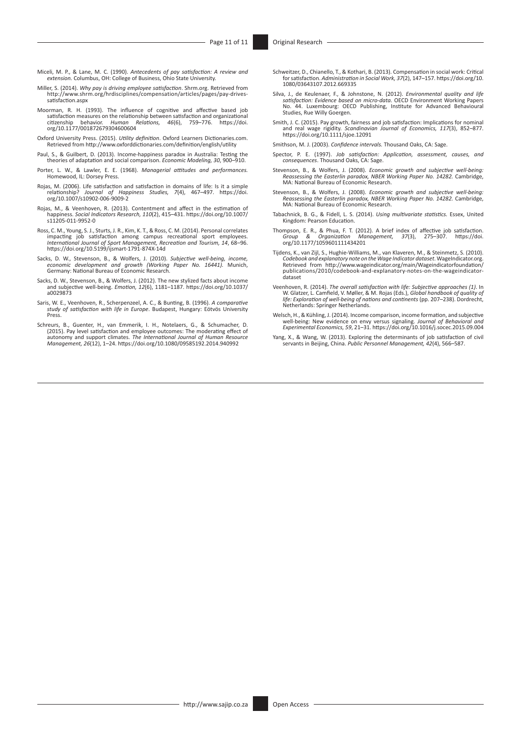Miceli, M. P., & Lane, M. C. (1990). *Antecedents of pay satisfaction: A review and extension.* Columbus, OH: College of Business, Ohio State University.

Miller, S. (2014). *Why pay is driving employee satisfaction*. Shrm.org. Retrieved from http://www.shrm.org/hrdisciplines/compensation/articles/pages/pay-drives-satisfaction.aspx

Moorman, R. H. (1993). The influence of cognitive and affective based job satisfaction measures on the relationship between satisfaction and organizational citizenship behavior. *Human Relations, 46*(6), 759–776. https://doi.org/10.1177/001872679304600604

Oxford University Press. (2015). *Utility definition*. Oxford Learners Dictionaries.com. Retrieved from http://www.oxforddictionaries.com/definition/english/utility

Paul, S., & Guilbert, D. (2013). Income-happiness paradox in Australia: Testing the theories of adaptation and social comparison. *Economic Modeling, 30*, 900–910.

Porter, L. W., & Lawler, E. E. (1968). *Managerial attitudes and performances.* Homewood, IL: Dorsey Press.

Rojas, M. (2006). Life satisfaction and satisfaction in domains of life: Is it a simple relationship? *Journal of Happiness Studies, 7*(4), 467–497. https://doi.org/10.1007/s10902-006-9009-2

Rojas, M., & Veenhoven, R. (2013). Contentment and affect in the estimation of happiness. *Social Indicators Research, 110*(2), 415–431. https://doi.org/10.1007/s11205-011-9952-0

Ross, C. M., Young, S. J., Sturts, J. R., Kim, K. T., & Ross, C. M. (2014). Personal correlates impacting job satisfaction among campus recreational sport employees. *International Journal of Sport Management, Recreation and Tourism, 14*, 68–96. https://doi.org/10.5199/ijsmart-1791-874X-14d

Sacks, D. W., Stevenson, B., & Wolfers, J. (2010). *Subjective well-being, income, economic development and growth (Working Paper No. 16441).* Munich, Germany: National Bureau of Economic Research.

Sacks, D. W., Stevenson, B., & Wolfers, J. (2012). The new stylized facts about income and subjective well-being. *Emotion, 12*(6), 1181–1187. https://doi.org/10.1037/a0029873

Saris, W. E., Veenhoven, R., Scherpenzeel, A. C., & Bunting, B. (1996). *A comparative study of satisfaction with life in Europe*. Budapest, Hungary: Eötvös University Press.

Schreurs, B., Guenter, H., van Emmerik, I. H., Notelaers, G., & Schumacher, D. (2015). Pay level satisfaction and employee outcomes: The moderating effect of autonomy and support climates. *The International Journal of Human Resource Management, 26*(12), 1–24. https://doi.org/10.1080/09585192.2014.940992

Schweitzer, D., Chianello, T., & Kothari, B. (2013). Compensation in social work: Critical for satisfaction. *Administration in Social Work, 37*(2), 147–157. https://doi.org/10.1080/03643107.2012.669335

Silva, J., de Keulenaer, F., & Johnstone, N. (2012). *Environmental quality and life satisfaction: Evidence based on micro-data.* OECD Environment Working Papers No. 44. Luxembourg: OECD Publishing, Institute for Advanced Behavioural Studies, Rue Willy Goergen.

Smith, J. C. (2015). Pay growth, fairness and job satisfaction: Implications for nominal and real wage rigidity. *Scandinavian Journal of Economics, 117*(3), 852–877. https://doi.org/10.1111/sjoe.12091

Smithson, M. J. (2003). *Confidence intervals.* Thousand Oaks, CA: Sage.

Spector, P. E. (1997). *Job satisfaction: Application, assessment, causes, and consequences*. Thousand Oaks, CA: Sage.

Stevenson, B., & Wolfers, J. (2008). *Economic growth and subjective well-being: Reassessing the Easterlin paradox, NBER Working Paper No. 14282.* Cambridge, MA: National Bureau of Economic Research.

Stevenson, B., & Wolfers, J. (2008). *Economic growth and subjective well-being: Reassessing the Easterlin paradox, NBER Working Paper No. 14282.* Cambridge, MA: National Bureau of Economic Research.

Tabachnick, B. G., & Fidell, L. S. (2014). *Using multivariate statistics.* Essex, United Kingdom: Pearson Education.

Thompson, E. R., & Phua, F. T. (2012). A brief index of affective job satisfaction. *Group & Organization Management, 37*(3), 275–307. https://doi.org/10.1177/1059601111434201

Tijdens, K., van Zijl, S., Hughie-Williams, M., van Klaveren, M., & Steinmetz, S. (2010). *Codebook and explanatory note on the Wage Indicator dataset.* WageIndicator.org. Retrieved from http://www.wageindicator.org/main/Wageindicatorfoundation/publications/2010/codebook-and-explanatory-notes-on-the-wageindicator-dataset

Veenhoven, R. (2014). *The overall satisfaction with life: Subjective approaches (1)*. In W. Glatzer, L. Camfield, V. Møller, & M. Rojas (Eds.), *Global handbook of quality of life: Exploration of well-being of nations and continents* (pp. 207–238). Dordrecht, Netherlands: Springer Netherlands.

Welsch, H., & Kühling, J. (2014). Income comparison, income formation, and subjective well-being: New evidence on envy versus signaling. *Journal of Behavioral and Experimental Economics, 59*, 21–31. https://doi.org/10.1016/j.socec.2015.09.004

Yang, X., & Wang, W. (2013). Exploring the determinants of job satisfaction of civil servants in Beijing, China. *Public Personnel Management, 42*(4), 566–587.